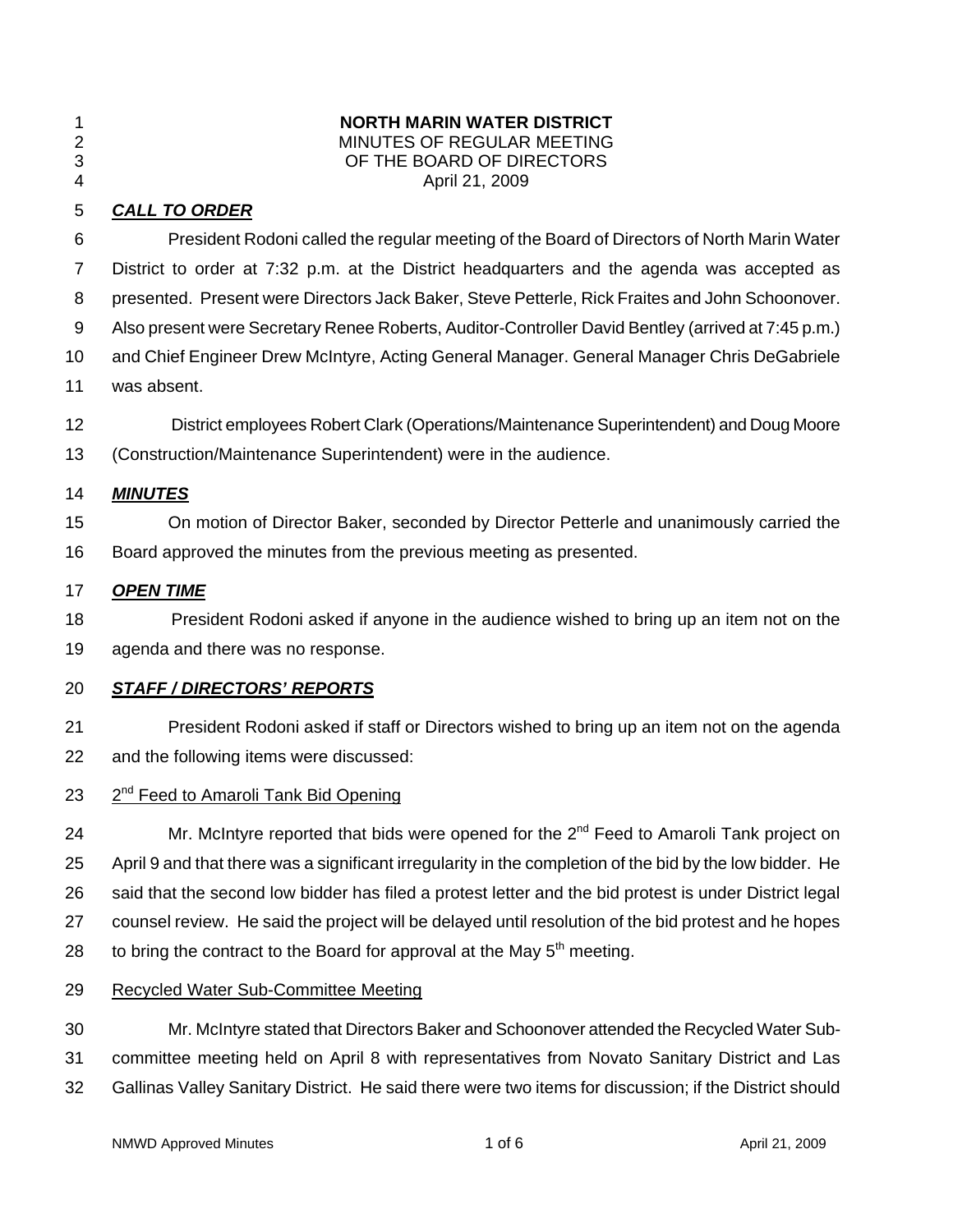**NORTH MARIN WATER DISTRICT**
MINUTES OF REGULAR MEETING
OF THE BOARD OF DIRECTORS
April 21, 2009

***CALL TO ORDER***

President Rodoni called the regular meeting of the Board of Directors of North Marin Water District to order at 7:32 p.m. at the District headquarters and the agenda was accepted as presented. Present were Directors Jack Baker, Steve Petterle, Rick Fraites and John Schoonover. Also present were Secretary Renee Roberts, Auditor-Controller David Bentley (arrived at 7:45 p.m.) and Chief Engineer Drew McIntyre, Acting General Manager. General Manager Chris DeGabriele was absent.

District employees Robert Clark (Operations/Maintenance Superintendent) and Doug Moore (Construction/Maintenance Superintendent) were in the audience.

***MINUTES***

On motion of Director Baker, seconded by Director Petterle and unanimously carried the Board approved the minutes from the previous meeting as presented.

***OPEN TIME***

President Rodoni asked if anyone in the audience wished to bring up an item not on the agenda and there was no response.

***STAFF / DIRECTORS' REPORTS***

President Rodoni asked if staff or Directors wished to bring up an item not on the agenda and the following items were discussed:

2nd Feed to Amaroli Tank Bid Opening

Mr. McIntyre reported that bids were opened for the 2nd Feed to Amaroli Tank project on April 9 and that there was a significant irregularity in the completion of the bid by the low bidder. He said that the second low bidder has filed a protest letter and the bid protest is under District legal counsel review. He said the project will be delayed until resolution of the bid protest and he hopes to bring the contract to the Board for approval at the May 5th meeting.

Recycled Water Sub-Committee Meeting

Mr. McIntyre stated that Directors Baker and Schoonover attended the Recycled Water Sub-committee meeting held on April 8 with representatives from Novato Sanitary District and Las Gallinas Valley Sanitary District. He said there were two items for discussion; if the District should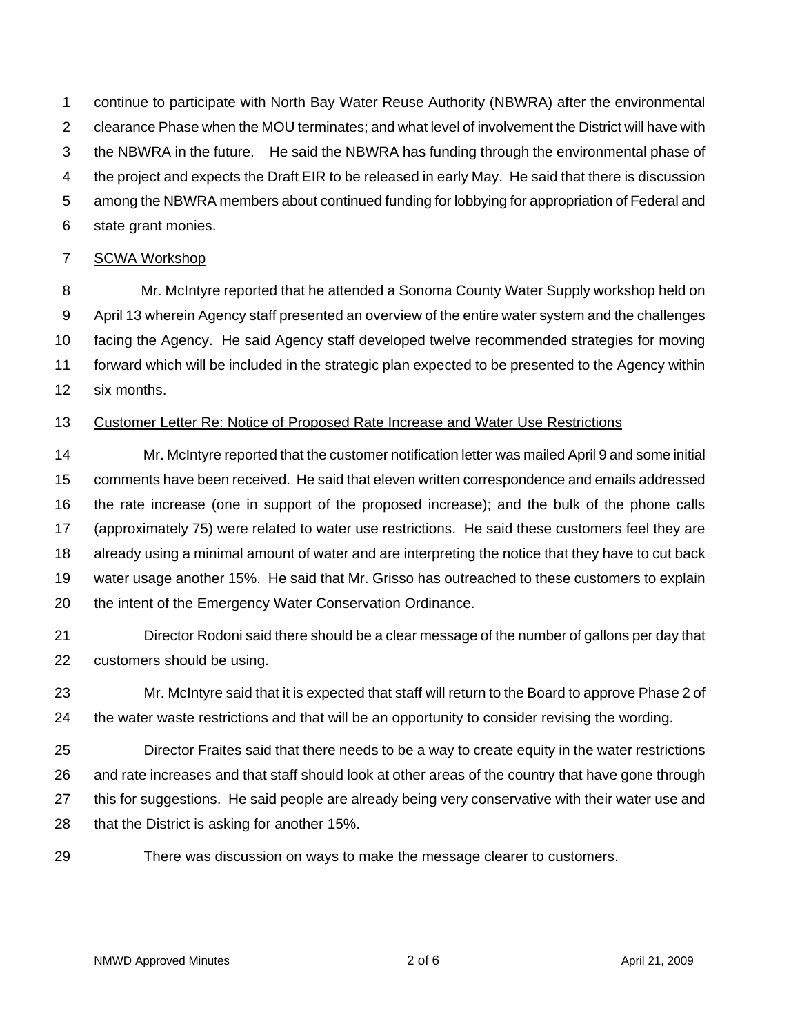continue to participate with North Bay Water Reuse Authority (NBWRA) after the environmental clearance Phase when the MOU terminates; and what level of involvement the District will have with the NBWRA in the future. He said the NBWRA has funding through the environmental phase of the project and expects the Draft EIR to be released in early May. He said that there is discussion among the NBWRA members about continued funding for lobbying for appropriation of Federal and state grant monies.

SCWA Workshop

Mr. McIntyre reported that he attended a Sonoma County Water Supply workshop held on April 13 wherein Agency staff presented an overview of the entire water system and the challenges facing the Agency. He said Agency staff developed twelve recommended strategies for moving forward which will be included in the strategic plan expected to be presented to the Agency within six months.

Customer Letter Re: Notice of Proposed Rate Increase and Water Use Restrictions

Mr. McIntyre reported that the customer notification letter was mailed April 9 and some initial comments have been received. He said that eleven written correspondence and emails addressed the rate increase (one in support of the proposed increase); and the bulk of the phone calls (approximately 75) were related to water use restrictions. He said these customers feel they are already using a minimal amount of water and are interpreting the notice that they have to cut back water usage another 15%. He said that Mr. Grisso has outreached to these customers to explain the intent of the Emergency Water Conservation Ordinance.

Director Rodoni said there should be a clear message of the number of gallons per day that customers should be using.

Mr. McIntyre said that it is expected that staff will return to the Board to approve Phase 2 of the water waste restrictions and that will be an opportunity to consider revising the wording.

Director Fraites said that there needs to be a way to create equity in the water restrictions and rate increases and that staff should look at other areas of the country that have gone through this for suggestions. He said people are already being very conservative with their water use and that the District is asking for another 15%.

There was discussion on ways to make the message clearer to customers.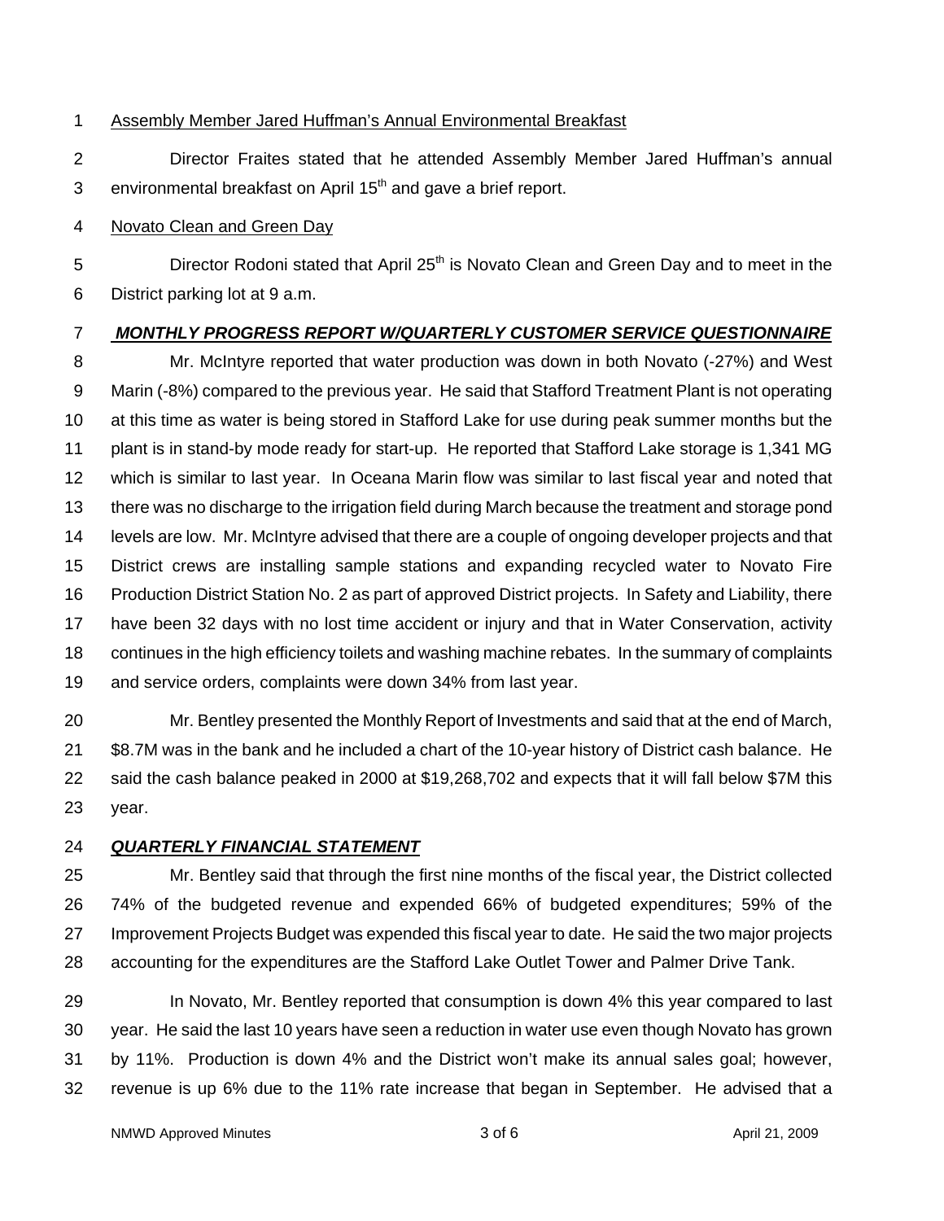Assembly Member Jared Huffman's Annual Environmental Breakfast

Director Fraites stated that he attended Assembly Member Jared Huffman's annual environmental breakfast on April 15th and gave a brief report.

Novato Clean and Green Day

Director Rodoni stated that April 25th is Novato Clean and Green Day and to meet in the District parking lot at 9 a.m.

***MONTHLY PROGRESS REPORT W/QUARTERLY CUSTOMER SERVICE QUESTIONNAIRE***

Mr. McIntyre reported that water production was down in both Novato (-27%) and West Marin (-8%) compared to the previous year. He said that Stafford Treatment Plant is not operating at this time as water is being stored in Stafford Lake for use during peak summer months but the plant is in stand-by mode ready for start-up. He reported that Stafford Lake storage is 1,341 MG which is similar to last year. In Oceana Marin flow was similar to last fiscal year and noted that there was no discharge to the irrigation field during March because the treatment and storage pond levels are low. Mr. McIntyre advised that there are a couple of ongoing developer projects and that District crews are installing sample stations and expanding recycled water to Novato Fire Production District Station No. 2 as part of approved District projects. In Safety and Liability, there have been 32 days with no lost time accident or injury and that in Water Conservation, activity continues in the high efficiency toilets and washing machine rebates. In the summary of complaints and service orders, complaints were down 34% from last year.

Mr. Bentley presented the Monthly Report of Investments and said that at the end of March, $8.7M was in the bank and he included a chart of the 10-year history of District cash balance. He said the cash balance peaked in 2000 at $19,268,702 and expects that it will fall below $7M this year.

***QUARTERLY FINANCIAL STATEMENT***

Mr. Bentley said that through the first nine months of the fiscal year, the District collected 74% of the budgeted revenue and expended 66% of budgeted expenditures; 59% of the Improvement Projects Budget was expended this fiscal year to date. He said the two major projects accounting for the expenditures are the Stafford Lake Outlet Tower and Palmer Drive Tank.

In Novato, Mr. Bentley reported that consumption is down 4% this year compared to last year. He said the last 10 years have seen a reduction in water use even though Novato has grown by 11%. Production is down 4% and the District won't make its annual sales goal; however, revenue is up 6% due to the 11% rate increase that began in September. He advised that a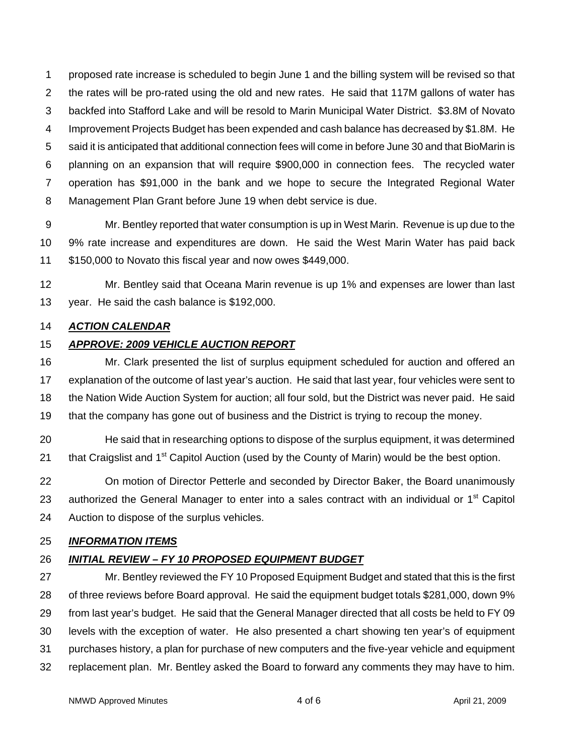proposed rate increase is scheduled to begin June 1 and the billing system will be revised so that the rates will be pro-rated using the old and new rates. He said that 117M gallons of water has backfed into Stafford Lake and will be resold to Marin Municipal Water District. $3.8M of Novato Improvement Projects Budget has been expended and cash balance has decreased by $1.8M. He said it is anticipated that additional connection fees will come in before June 30 and that BioMarin is planning on an expansion that will require $900,000 in connection fees. The recycled water operation has $91,000 in the bank and we hope to secure the Integrated Regional Water Management Plan Grant before June 19 when debt service is due.

Mr. Bentley reported that water consumption is up in West Marin. Revenue is up due to the 9% rate increase and expenditures are down. He said the West Marin Water has paid back $150,000 to Novato this fiscal year and now owes $449,000.

Mr. Bentley said that Oceana Marin revenue is up 1% and expenses are lower than last year. He said the cash balance is $192,000.

***ACTION CALENDAR***

***APPROVE: 2009 VEHICLE AUCTION REPORT***

Mr. Clark presented the list of surplus equipment scheduled for auction and offered an explanation of the outcome of last year's auction. He said that last year, four vehicles were sent to the Nation Wide Auction System for auction; all four sold, but the District was never paid. He said that the company has gone out of business and the District is trying to recoup the money.

He said that in researching options to dispose of the surplus equipment, it was determined that Craigslist and 1st Capitol Auction (used by the County of Marin) would be the best option.

On motion of Director Petterle and seconded by Director Baker, the Board unanimously authorized the General Manager to enter into a sales contract with an individual or 1st Capitol Auction to dispose of the surplus vehicles.

***INFORMATION ITEMS***

***INITIAL REVIEW – FY 10 PROPOSED EQUIPMENT BUDGET***

Mr. Bentley reviewed the FY 10 Proposed Equipment Budget and stated that this is the first of three reviews before Board approval. He said the equipment budget totals $281,000, down 9% from last year's budget. He said that the General Manager directed that all costs be held to FY 09 levels with the exception of water. He also presented a chart showing ten year's of equipment purchases history, a plan for purchase of new computers and the five-year vehicle and equipment replacement plan. Mr. Bentley asked the Board to forward any comments they may have to him.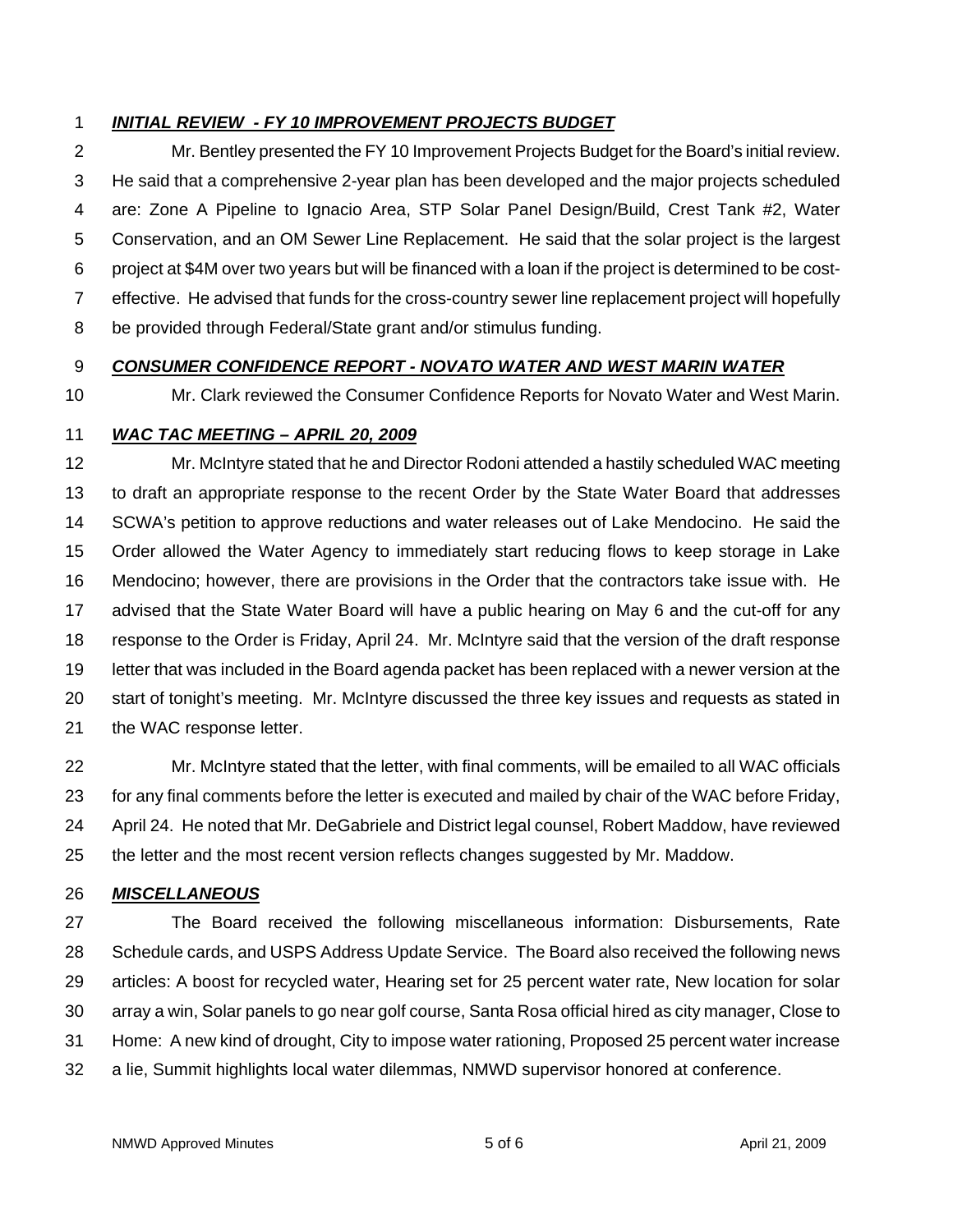***INITIAL REVIEW - FY 10 IMPROVEMENT PROJECTS BUDGET***

Mr. Bentley presented the FY 10 Improvement Projects Budget for the Board's initial review. He said that a comprehensive 2-year plan has been developed and the major projects scheduled are: Zone A Pipeline to Ignacio Area, STP Solar Panel Design/Build, Crest Tank #2, Water Conservation, and an OM Sewer Line Replacement. He said that the solar project is the largest project at $4M over two years but will be financed with a loan if the project is determined to be cost-effective. He advised that funds for the cross-country sewer line replacement project will hopefully be provided through Federal/State grant and/or stimulus funding.

***CONSUMER CONFIDENCE REPORT - NOVATO WATER AND WEST MARIN WATER***

Mr. Clark reviewed the Consumer Confidence Reports for Novato Water and West Marin.

***WAC TAC MEETING – APRIL 20, 2009***

Mr. McIntyre stated that he and Director Rodoni attended a hastily scheduled WAC meeting to draft an appropriate response to the recent Order by the State Water Board that addresses SCWA's petition to approve reductions and water releases out of Lake Mendocino. He said the Order allowed the Water Agency to immediately start reducing flows to keep storage in Lake Mendocino; however, there are provisions in the Order that the contractors take issue with. He advised that the State Water Board will have a public hearing on May 6 and the cut-off for any response to the Order is Friday, April 24. Mr. McIntyre said that the version of the draft response letter that was included in the Board agenda packet has been replaced with a newer version at the start of tonight's meeting. Mr. McIntyre discussed the three key issues and requests as stated in the WAC response letter.

Mr. McIntyre stated that the letter, with final comments, will be emailed to all WAC officials for any final comments before the letter is executed and mailed by chair of the WAC before Friday, April 24. He noted that Mr. DeGabriele and District legal counsel, Robert Maddow, have reviewed the letter and the most recent version reflects changes suggested by Mr. Maddow.

***MISCELLANEOUS***

The Board received the following miscellaneous information: Disbursements, Rate Schedule cards, and USPS Address Update Service. The Board also received the following news articles: A boost for recycled water, Hearing set for 25 percent water rate, New location for solar array a win, Solar panels to go near golf course, Santa Rosa official hired as city manager, Close to Home: A new kind of drought, City to impose water rationing, Proposed 25 percent water increase a lie, Summit highlights local water dilemmas, NMWD supervisor honored at conference.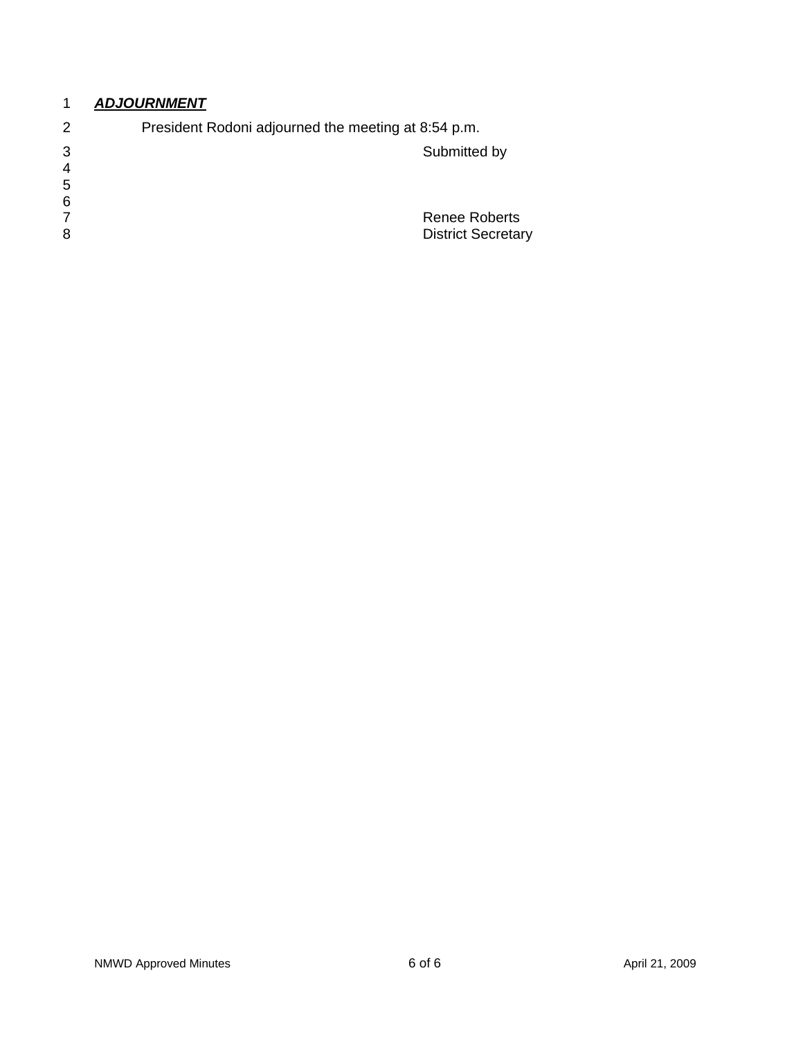***ADJOURNMENT***

President Rodoni adjourned the meeting at 8:54 p.m.

Submitted by

Renee Roberts
District Secretary